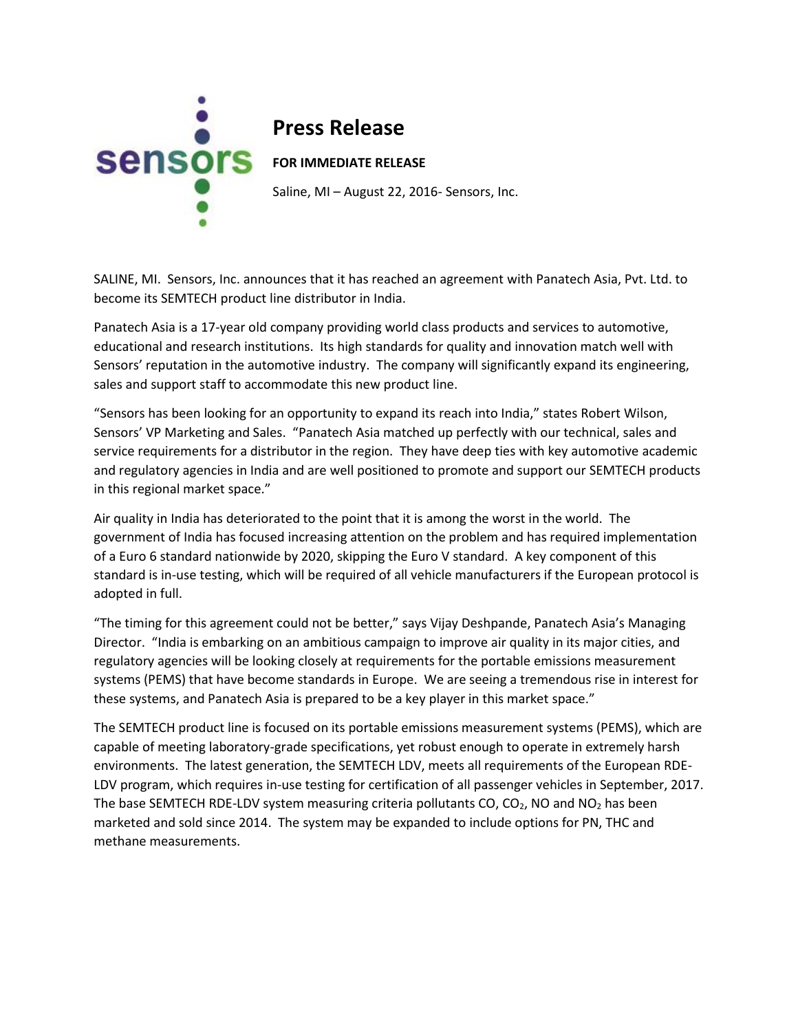sensors

# Press Release

**FOR IMMEDIATE RELEASE**

Saline, MI – August 22, 2016- Sensors, Inc.

SALINE, MI. Sensors, Inc. announces that it has reached an agreement with Panatech Asia, Pvt. Ltd. to become its SEMTECH product line distributor in India.

Panatech Asia is a 17-year old company providing world class products and services to automotive, educational and research institutions. Its high standards for quality and innovation match well with Sensors' reputation in the automotive industry. The company will significantly expand its engineering, sales and support staff to accommodate this new product line.

"Sensors has been looking for an opportunity to expand its reach into India," states Robert Wilson, Sensors' VP Marketing and Sales. "Panatech Asia matched up perfectly with our technical, sales and service requirements for a distributor in the region. They have deep ties with key automotive academic and regulatory agencies in India and are well positioned to promote and support our SEMTECH products in this regional market space."

Air quality in India has deteriorated to the point that it is among the worst in the world. The government of India has focused increasing attention on the problem and has required implementation of a Euro 6 standard nationwide by 2020, skipping the Euro V standard. A key component of this standard is in-use testing, which will be required of all vehicle manufacturers if the European protocol is adopted in full.

"The timing for this agreement could not be better," says Vijay Deshpande, Panatech Asia's Managing Director. "India is embarking on an ambitious campaign to improve air quality in its major cities, and regulatory agencies will be looking closely at requirements for the portable emissions measurement systems (PEMS) that have become standards in Europe. We are seeing a tremendous rise in interest for these systems, and Panatech Asia is prepared to be a key player in this market space."

The SEMTECH product line is focused on its portable emissions measurement systems (PEMS), which are capable of meeting laboratory-grade specifications, yet robust enough to operate in extremely harsh environments. The latest generation, the SEMTECH LDV, meets all requirements of the European RDE-LDV program, which requires in-use testing for certification of all passenger vehicles in September, 2017. The base SEMTECH RDE-LDV system measuring criteria pollutants CO, $CO_2$, NO and $NO_2$ has been marketed and sold since 2014. The system may be expanded to include options for PN, THC and methane measurements.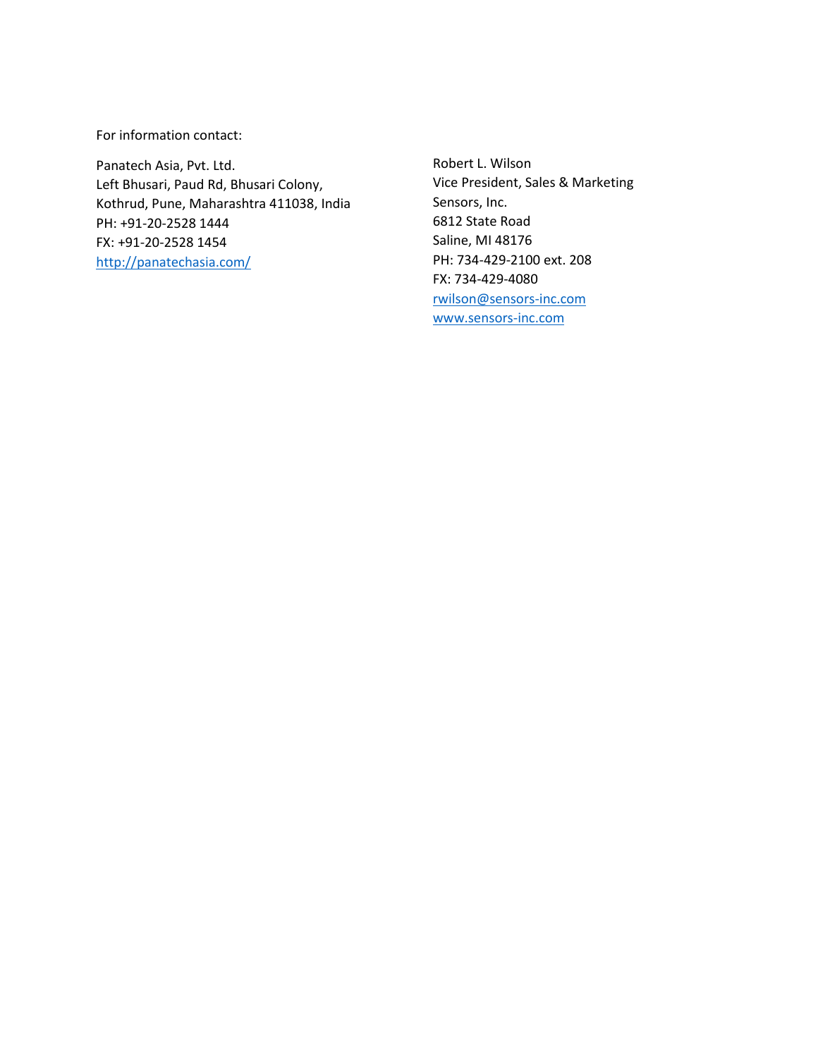For information contact:

Panatech Asia, Pvt. Ltd.
Left Bhusari, Paud Rd, Bhusari Colony,
Kothrud, Pune, Maharashtra 411038, India
PH: +91-20-2528 1444
FX: +91-20-2528 1454
http://panatechasia.com/

Robert L. Wilson
Vice President, Sales & Marketing
Sensors, Inc.
6812 State Road
Saline, MI 48176
PH: 734-429-2100 ext. 208
FX: 734-429-4080
rwilson@sensors-inc.com
www.sensors-inc.com